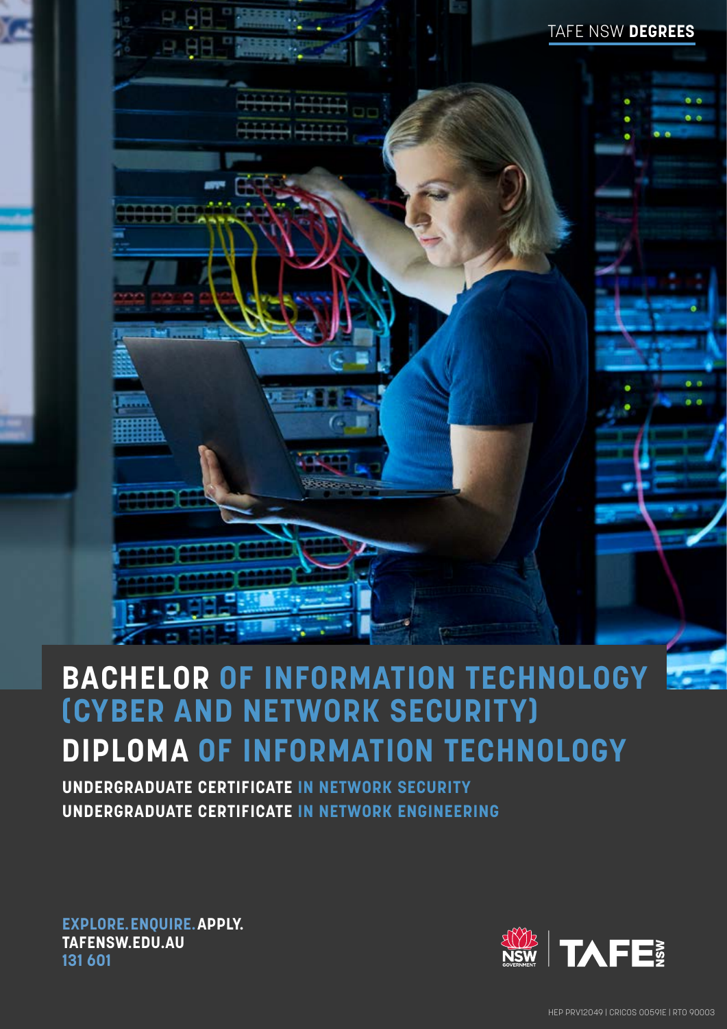TAFE NSW **DEGREES**

# BACHELOR OF INFORMATION TECHNOLOGY (CYBER AND NETWORK SECURITY)

# DIPLOMA OF INFORMATION TECHNOLOGY

## UNDERGRADUATE CERTIFICATE IN NETWORK SECURITY

## UNDERGRADUATE CERTIFICATE IN NETWORK ENGINEERING

**EXPLORE. ENQUIRE. APPLY.**
**TAFENSW.EDU.AU**
**131 601**

HEP PRV12049 | CRICOS 00591E | RTO 90003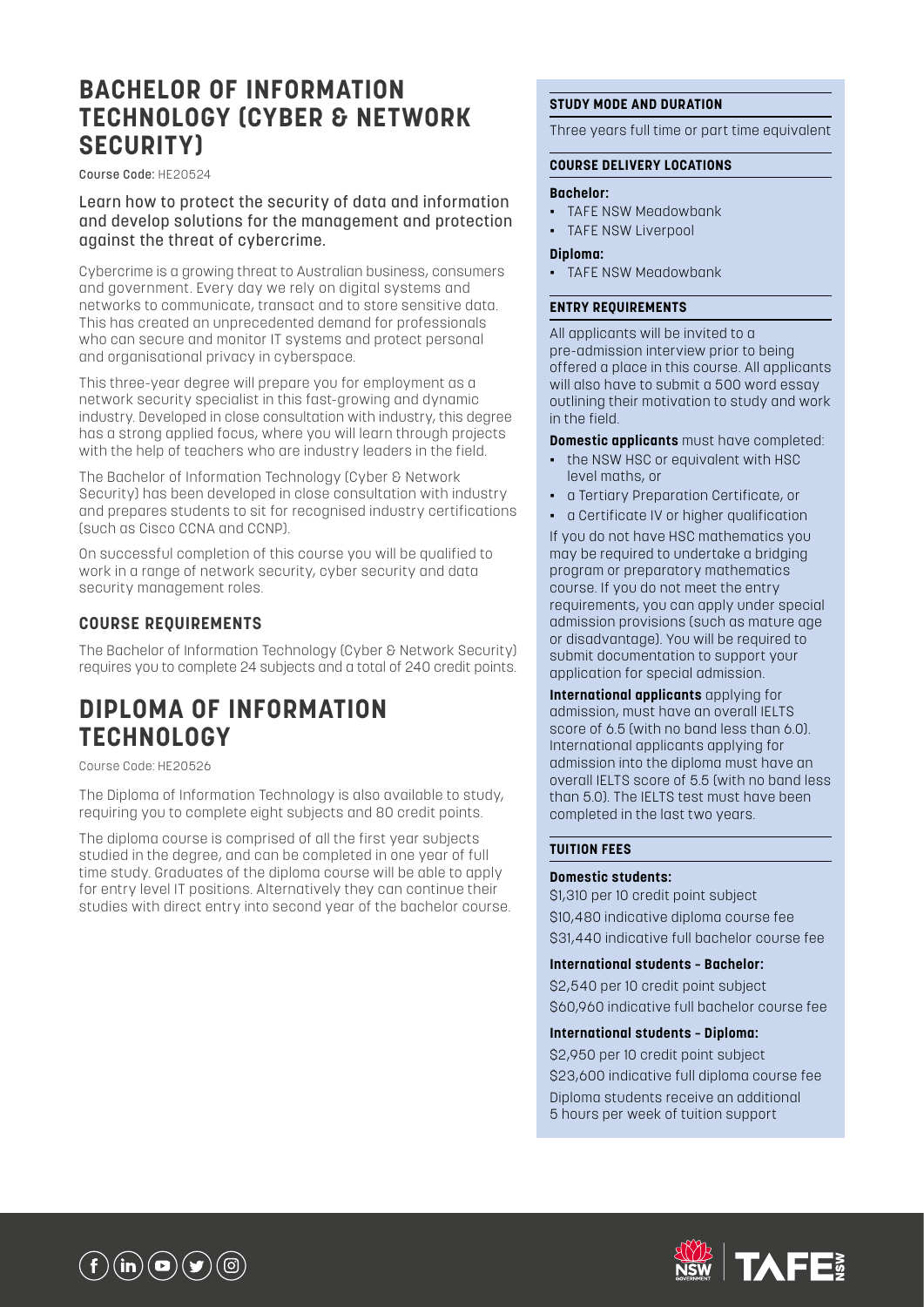# BACHELOR OF INFORMATION TECHNOLOGY (CYBER & NETWORK SECURITY)

Course Code: HE20524

Learn how to protect the security of data and information and develop solutions for the management and protection against the threat of cybercrime.

Cybercrime is a growing threat to Australian business, consumers and government. Every day we rely on digital systems and networks to communicate, transact and to store sensitive data. This has created an unprecedented demand for professionals who can secure and monitor IT systems and protect personal and organisational privacy in cyberspace.

This three-year degree will prepare you for employment as a network security specialist in this fast-growing and dynamic industry. Developed in close consultation with industry, this degree has a strong applied focus, where you will learn through projects with the help of teachers who are industry leaders in the field.

The Bachelor of Information Technology (Cyber & Network Security) has been developed in close consultation with industry and prepares students to sit for recognised industry certifications (such as Cisco CCNA and CCNP).

On successful completion of this course you will be qualified to work in a range of network security, cyber security and data security management roles.

## COURSE REQUIREMENTS

The Bachelor of Information Technology (Cyber & Network Security) requires you to complete 24 subjects and a total of 240 credit points.

# DIPLOMA OF INFORMATION TECHNOLOGY

Course Code: HE20526

The Diploma of Information Technology is also available to study, requiring you to complete eight subjects and 80 credit points.

The diploma course is comprised of all the first year subjects studied in the degree, and can be completed in one year of full time study. Graduates of the diploma course will be able to apply for entry level IT positions. Alternatively they can continue their studies with direct entry into second year of the bachelor course.

### STUDY MODE AND DURATION

Three years full time or part time equivalent

### COURSE DELIVERY LOCATIONS

**Bachelor:**

- TAFE NSW Meadowbank
- TAFE NSW Liverpool

**Diploma:**

- TAFE NSW Meadowbank

### ENTRY REQUIREMENTS

All applicants will be invited to a pre-admission interview prior to being offered a place in this course. All applicants will also have to submit a 500 word essay outlining their motivation to study and work in the field.

**Domestic applicants** must have completed:

- the NSW HSC or equivalent with HSC level maths, or
- a Tertiary Preparation Certificate, or
- a Certificate IV or higher qualification

If you do not have HSC mathematics you may be required to undertake a bridging program or preparatory mathematics course. If you do not meet the entry requirements, you can apply under special admission provisions (such as mature age or disadvantage). You will be required to submit documentation to support your application for special admission.

**International applicants** applying for admission, must have an overall IELTS score of 6.5 (with no band less than 6.0). International applicants applying for admission into the diploma must have an overall IELTS score of 5.5 (with no band less than 5.0). The IELTS test must have been completed in the last two years.

### TUITION FEES

**Domestic students:**

$1,310 per 10 credit point subject

$10,480 indicative diploma course fee

$31,440 indicative full bachelor course fee

**International students - Bachelor:**

$2,540 per 10 credit point subject

$60,960 indicative full bachelor course fee

**International students - Diploma:**

$2,950 per 10 credit point subject

$23,600 indicative full diploma course fee

Diploma students receive an additional 5 hours per week of tuition support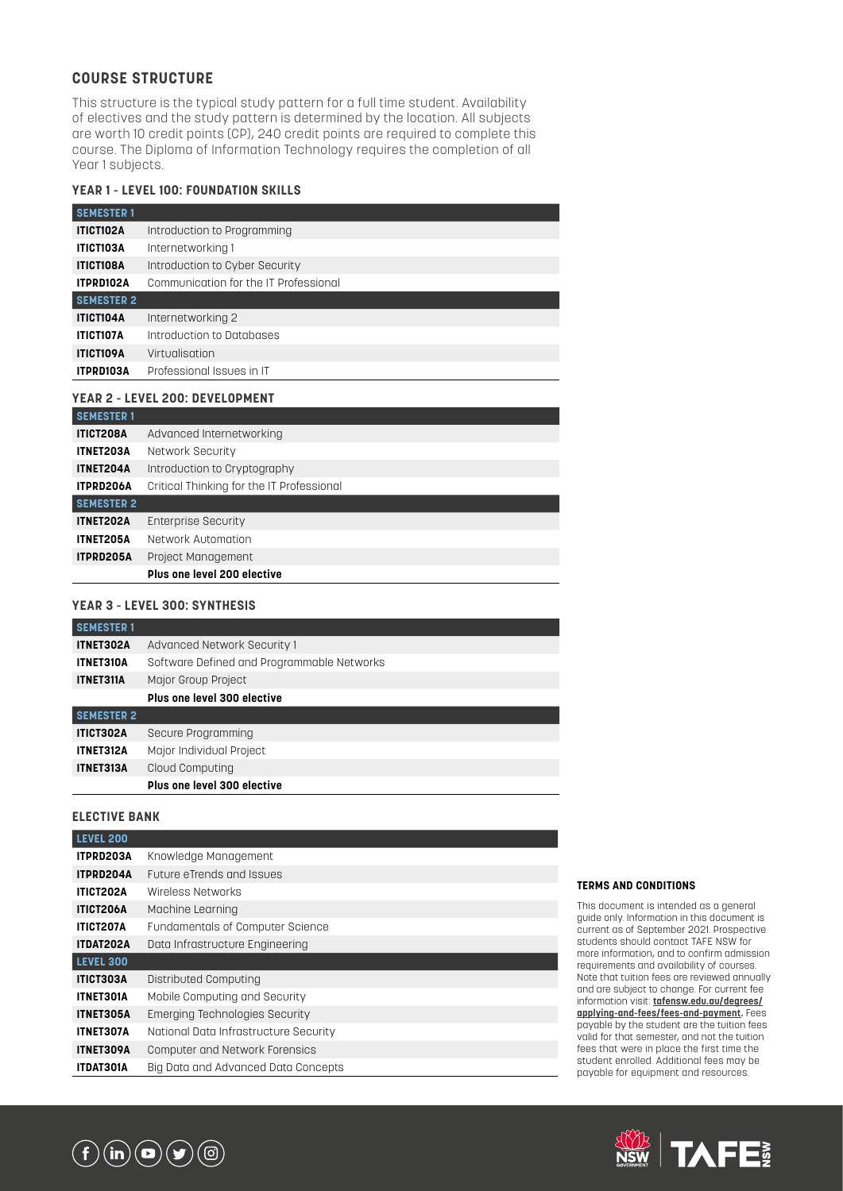## COURSE STRUCTURE

This structure is the typical study pattern for a full time student. Availability of electives and the study pattern is determined by the location. All subjects are worth 10 credit points (CP), 240 credit points are required to complete this course. The Diploma of Information Technology requires the completion of all Year 1 subjects.

### YEAR 1 - LEVEL 100: FOUNDATION SKILLS

| SEMESTER 1 | |
|---|---|
| **ITICT102A** | Introduction to Programming |
| **ITICT103A** | Internetworking 1 |
| **ITICT108A** | Introduction to Cyber Security |
| **ITPRD102A** | Communication for the IT Professional |
| **SEMESTER 2** | |
| **ITICT104A** | Internetworking 2 |
| **ITICT107A** | Introduction to Databases |
| **ITICT109A** | Virtualisation |
| **ITPRD103A** | Professional Issues in IT |

### YEAR 2 - LEVEL 200: DEVELOPMENT

| SEMESTER 1 | |
|---|---|
| **ITICT208A** | Advanced Internetworking |
| **ITNET203A** | Network Security |
| **ITNET204A** | Introduction to Cryptography |
| **ITPRD206A** | Critical Thinking for the IT Professional |
| **SEMESTER 2** | |
| **ITNET202A** | Enterprise Security |
| **ITNET205A** | Network Automation |
| **ITPRD205A** | Project Management |
| | **Plus one level 200 elective** |

### YEAR 3 - LEVEL 300: SYNTHESIS

| SEMESTER 1 | |
|---|---|
| **ITNET302A** | Advanced Network Security 1 |
| **ITNET310A** | Software Defined and Programmable Networks |
| **ITNET311A** | Major Group Project |
| | **Plus one level 300 elective** |
| **SEMESTER 2** | |
| **ITICT302A** | Secure Programming |
| **ITNET312A** | Major Individual Project |
| **ITNET313A** | Cloud Computing |
| | **Plus one level 300 elective** |

### ELECTIVE BANK

| LEVEL 200 | |
|---|---|
| **ITPRD203A** | Knowledge Management |
| **ITPRD204A** | Future eTrends and Issues |
| **ITICT202A** | Wireless Networks |
| **ITICT206A** | Machine Learning |
| **ITICT207A** | Fundamentals of Computer Science |
| **ITDAT202A** | Data Infrastructure Engineering |
| **LEVEL 300** | |
| **ITICT303A** | Distributed Computing |
| **ITNET301A** | Mobile Computing and Security |
| **ITNET305A** | Emerging Technologies Security |
| **ITNET307A** | National Data Infrastructure Security |
| **ITNET309A** | Computer and Network Forensics |
| **ITDAT301A** | Big Data and Advanced Data Concepts |

#### TERMS AND CONDITIONS

This document is intended as a general guide only. Information in this document is current as of September 2021. Prospective students should contact TAFE NSW for more information, and to confirm admission requirements and availability of courses. Note that tuition fees are reviewed annually and are subject to change. For current fee information visit: **tafensw.edu.au/degrees/applying-and-fees/fees-and-payment**. Fees payable by the student are the tuition fees valid for that semester, and not the tuition fees that were in place the first time the student enrolled. Additional fees may be payable for equipment and resources.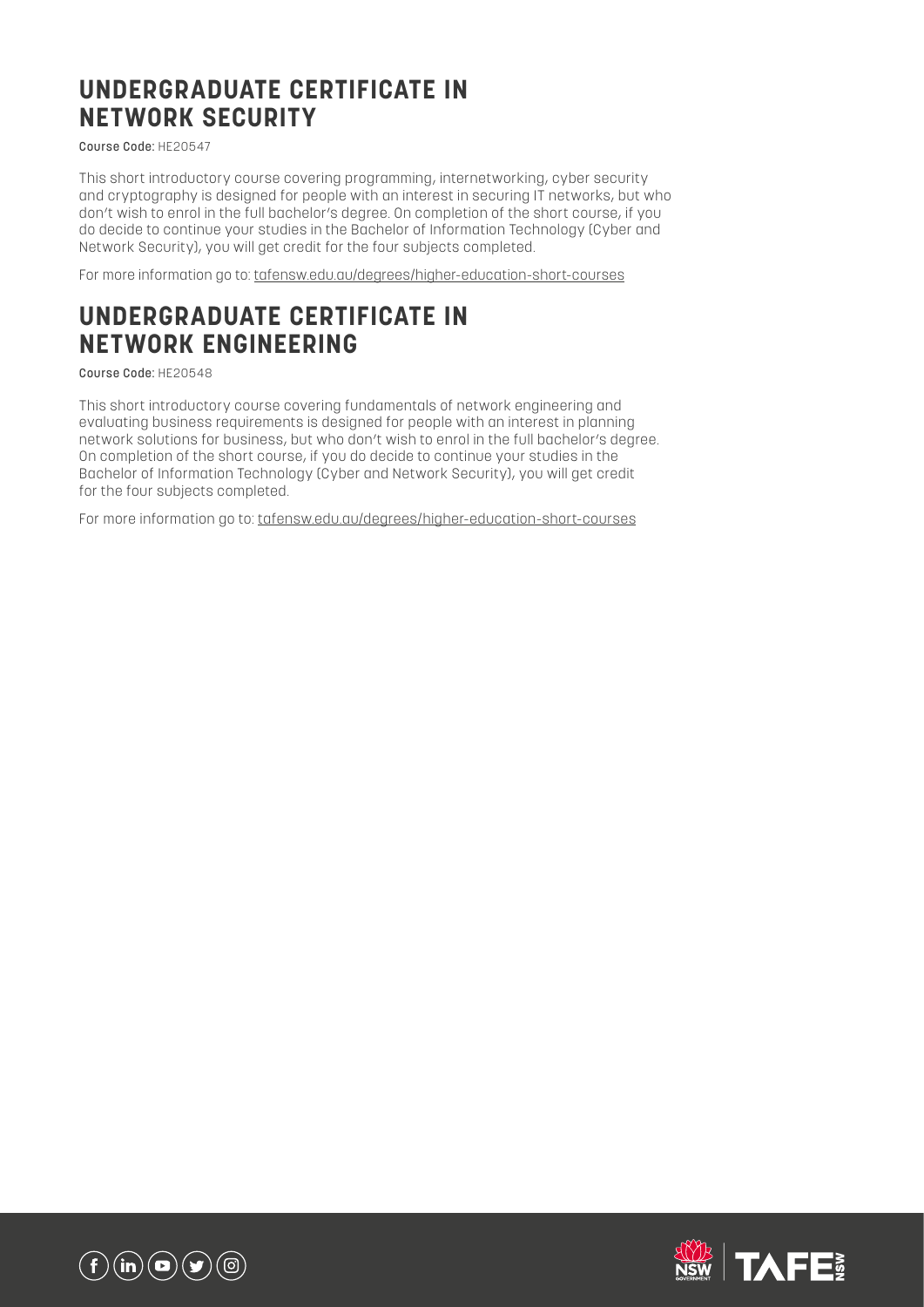## UNDERGRADUATE CERTIFICATE IN NETWORK SECURITY

**Course Code:** HE20547

This short introductory course covering programming, internetworking, cyber security and cryptography is designed for people with an interest in securing IT networks, but who don't wish to enrol in the full bachelor's degree. On completion of the short course, if you do decide to continue your studies in the Bachelor of Information Technology (Cyber and Network Security), you will get credit for the four subjects completed.

For more information go to: tafensw.edu.au/degrees/higher-education-short-courses

## UNDERGRADUATE CERTIFICATE IN NETWORK ENGINEERING

**Course Code:** HE20548

This short introductory course covering fundamentals of network engineering and evaluating business requirements is designed for people with an interest in planning network solutions for business, but who don't wish to enrol in the full bachelor's degree. On completion of the short course, if you do decide to continue your studies in the Bachelor of Information Technology (Cyber and Network Security), you will get credit for the four subjects completed.

For more information go to: tafensw.edu.au/degrees/higher-education-short-courses